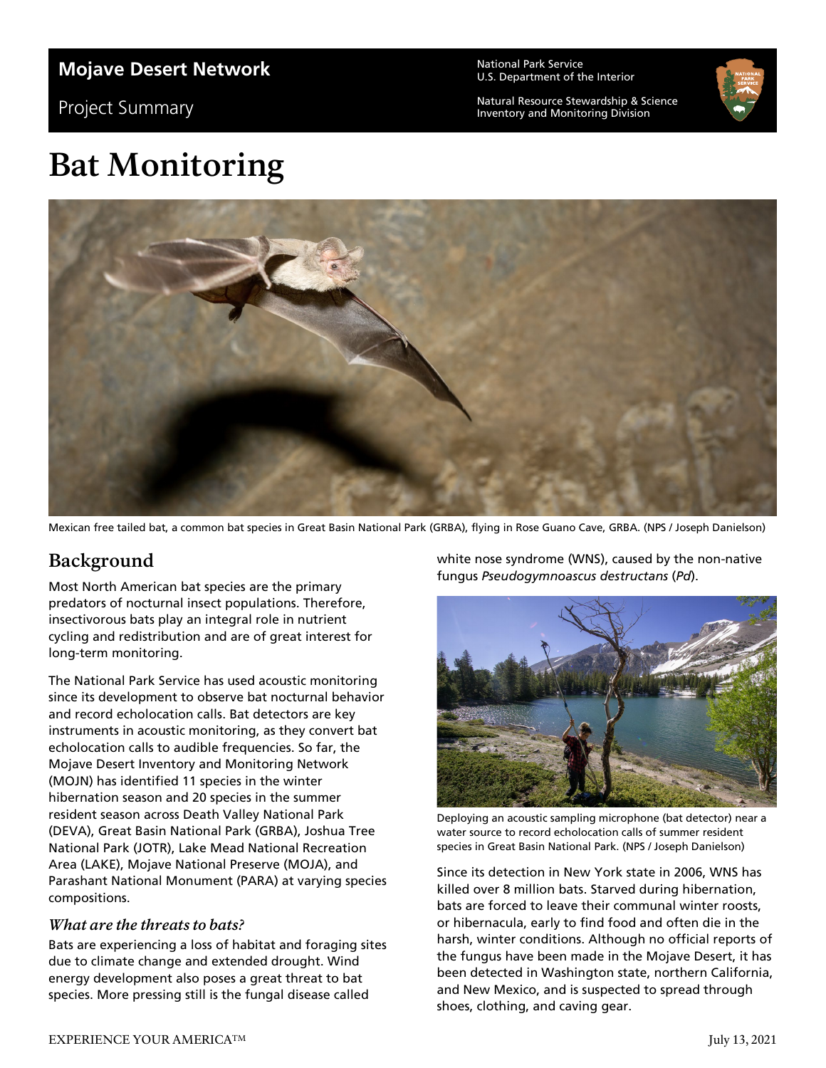# Mojave Desert Network

Project Summary

National Park Service
U.S. Department of the Interior

Natural Resource Stewardship & Science
Inventory and Monitoring Division

# Bat Monitoring

Mexican free tailed bat, a common bat species in Great Basin National Park (GRBA), flying in Rose Guano Cave, GRBA. (NPS / Joseph Danielson)

## Background

Most North American bat species are the primary predators of nocturnal insect populations. Therefore, insectivorous bats play an integral role in nutrient cycling and redistribution and are of great interest for long-term monitoring.

The National Park Service has used acoustic monitoring since its development to observe bat nocturnal behavior and record echolocation calls. Bat detectors are key instruments in acoustic monitoring, as they convert bat echolocation calls to audible frequencies. So far, the Mojave Desert Inventory and Monitoring Network (MOJN) has identified 11 species in the winter hibernation season and 20 species in the summer resident season across Death Valley National Park (DEVA), Great Basin National Park (GRBA), Joshua Tree National Park (JOTR), Lake Mead National Recreation Area (LAKE), Mojave National Preserve (MOJA), and Parashant National Monument (PARA) at varying species compositions.

### *What are the threats to bats?*

Bats are experiencing a loss of habitat and foraging sites due to climate change and extended drought. Wind energy development also poses a great threat to bat species. More pressing still is the fungal disease called white nose syndrome (WNS), caused by the non-native fungus *Pseudogymnoascus destructans* (*Pd*).

Deploying an acoustic sampling microphone (bat detector) near a water source to record echolocation calls of summer resident species in Great Basin National Park. (NPS / Joseph Danielson)

Since its detection in New York state in 2006, WNS has killed over 8 million bats. Starved during hibernation, bats are forced to leave their communal winter roosts, or hibernacula, early to find food and often die in the harsh, winter conditions. Although no official reports of the fungus have been made in the Mojave Desert, it has been detected in Washington state, northern California, and New Mexico, and is suspected to spread through shoes, clothing, and caving gear.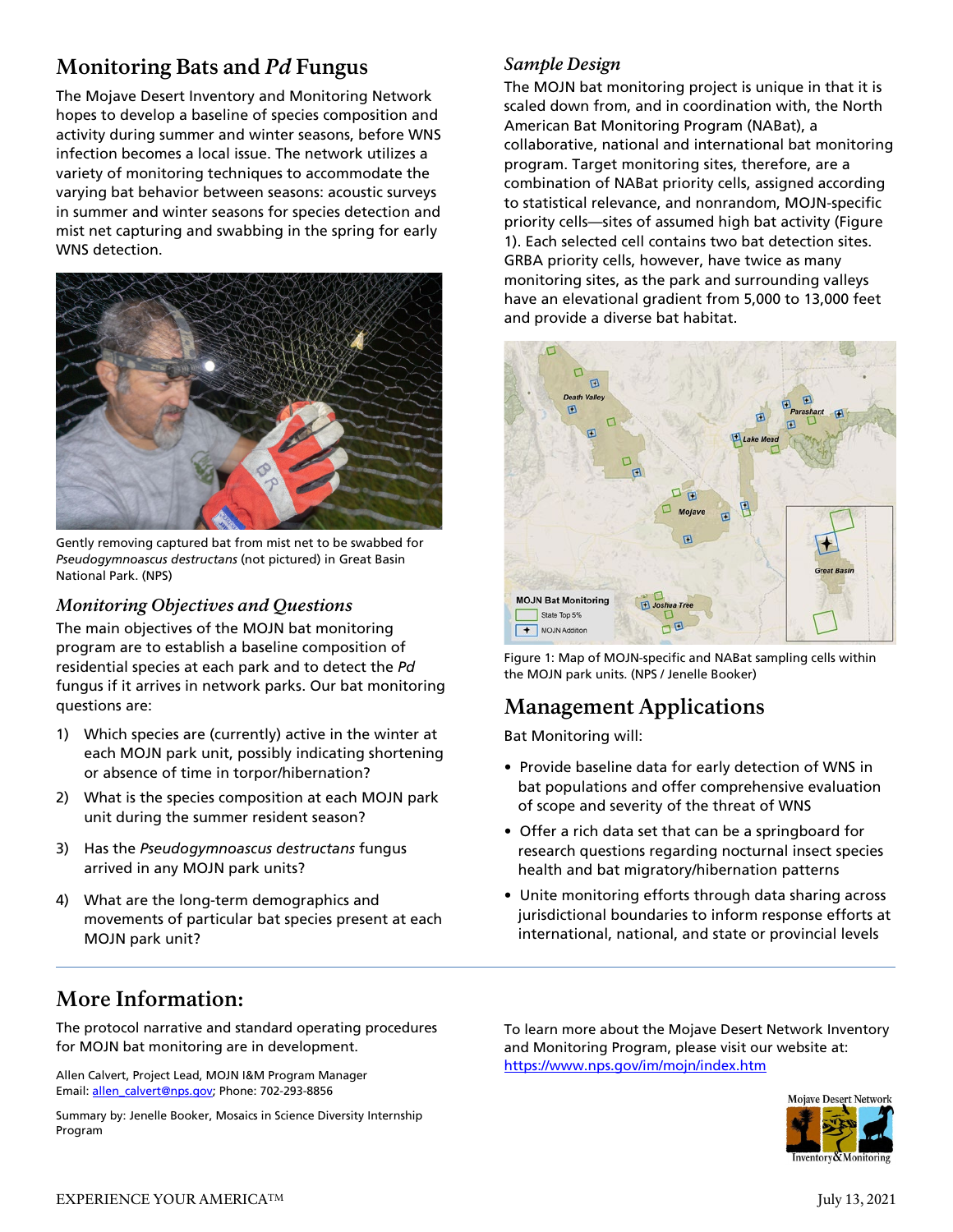## Monitoring Bats and *Pd* Fungus

The Mojave Desert Inventory and Monitoring Network hopes to develop a baseline of species composition and activity during summer and winter seasons, before WNS infection becomes a local issue. The network utilizes a variety of monitoring techniques to accommodate the varying bat behavior between seasons: acoustic surveys in summer and winter seasons for species detection and mist net capturing and swabbing in the spring for early WNS detection.

Gently removing captured bat from mist net to be swabbed for *Pseudogymnoascus destructans* (not pictured) in Great Basin National Park. (NPS)

### *Monitoring Objectives and Questions*

The main objectives of the MOJN bat monitoring program are to establish a baseline composition of residential species at each park and to detect the *Pd* fungus if it arrives in network parks. Our bat monitoring questions are:

1) Which species are (currently) active in the winter at each MOJN park unit, possibly indicating shortening or absence of time in torpor/hibernation?
2) What is the species composition at each MOJN park unit during the summer resident season?
3) Has the *Pseudogymnoascus destructans* fungus arrived in any MOJN park units?
4) What are the long-term demographics and movements of particular bat species present at each MOJN park unit?

### *Sample Design*

The MOJN bat monitoring project is unique in that it is scaled down from, and in coordination with, the North American Bat Monitoring Program (NABat), a collaborative, national and international bat monitoring program. Target monitoring sites, therefore, are a combination of NABat priority cells, assigned according to statistical relevance, and nonrandom, MOJN-specific priority cells—sites of assumed high bat activity (Figure 1). Each selected cell contains two bat detection sites. GRBA priority cells, however, have twice as many monitoring sites, as the park and surrounding valleys have an elevational gradient from 5,000 to 13,000 feet and provide a diverse bat habitat.

Death Valley
Parashant
Lake Mead
Mojave
Great Basin
Joshua Tree
MOJN Bat Monitoring
State Top 5%
MOJN Addition

Figure 1: Map of MOJN-specific and NABat sampling cells within the MOJN park units. (NPS / Jenelle Booker)

## Management Applications

Bat Monitoring will:

- Provide baseline data for early detection of WNS in bat populations and offer comprehensive evaluation of scope and severity of the threat of WNS
- Offer a rich data set that can be a springboard for research questions regarding nocturnal insect species health and bat migratory/hibernation patterns
- Unite monitoring efforts through data sharing across jurisdictional boundaries to inform response efforts at international, national, and state or provincial levels

## More Information:

The protocol narrative and standard operating procedures for MOJN bat monitoring are in development.

Allen Calvert, Project Lead, MOJN I&M Program Manager
Email: allen_calvert@nps.gov; Phone: 702-293-8856

Summary by: Jenelle Booker, Mosaics in Science Diversity Internship Program

To learn more about the Mojave Desert Network Inventory and Monitoring Program, please visit our website at: https://www.nps.gov/im/mojn/index.htm

Mojave Desert Network
Inventory & Monitoring

EXPERIENCE YOUR AMERICA™

July 13, 2021